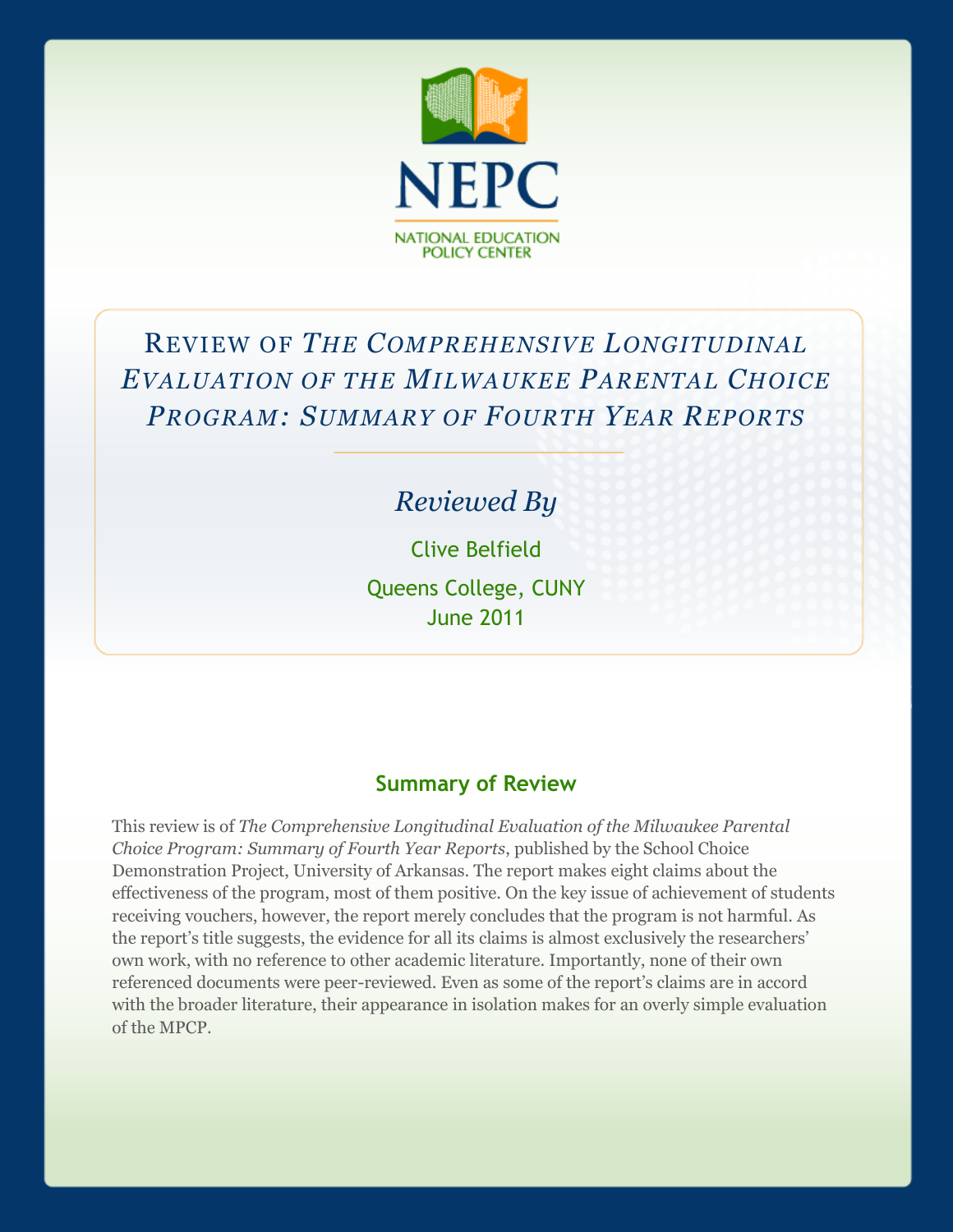NEPC

NATIONAL EDUCATION POLICY CENTER

# Review of *The Comprehensive Longitudinal Evaluation of the Milwaukee Parental Choice Program: Summary of Fourth Year Reports*

*Reviewed By*

Clive Belfield

Queens College, CUNY

June 2011

## Summary of Review

This review is of *The Comprehensive Longitudinal Evaluation of the Milwaukee Parental Choice Program: Summary of Fourth Year Reports*, published by the School Choice Demonstration Project, University of Arkansas. The report makes eight claims about the effectiveness of the program, most of them positive. On the key issue of achievement of students receiving vouchers, however, the report merely concludes that the program is not harmful. As the report's title suggests, the evidence for all its claims is almost exclusively the researchers' own work, with no reference to other academic literature. Importantly, none of their own referenced documents were peer-reviewed. Even as some of the report's claims are in accord with the broader literature, their appearance in isolation makes for an overly simple evaluation of the MPCP.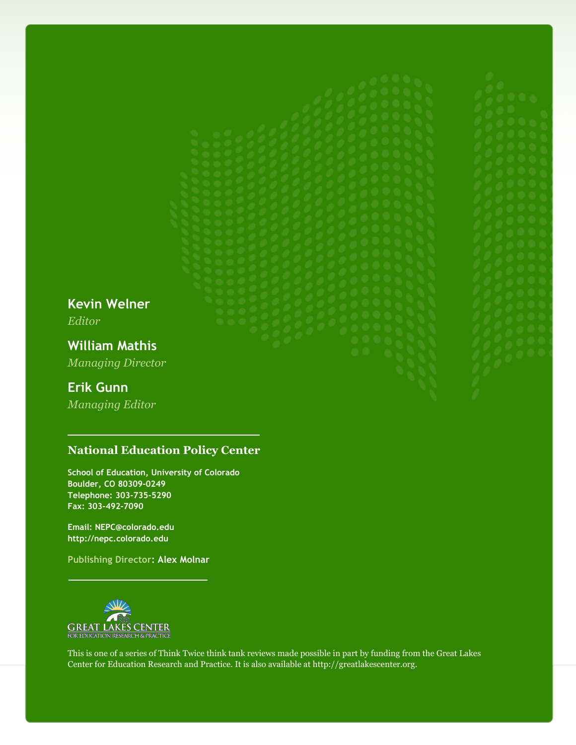**Kevin Welner**
*Editor*

**William Mathis**
*Managing Director*

**Erik Gunn**
*Managing Editor*

---

## National Education Policy Center

**School of Education, University of Colorado**
**Boulder, CO 80309-0249**
**Telephone: 303-735-5290**
**Fax: 303-492-7090**

**Email: NEPC@colorado.edu**
**http://nepc.colorado.edu**

Publishing Director: **Alex Molnar**

---

GREAT LAKES CENTER
FOR EDUCATION RESEARCH & PRACTICE

This is one of a series of Think Twice think tank reviews made possible in part by funding from the Great Lakes Center for Education Research and Practice. It is also available at http://greatlakescenter.org.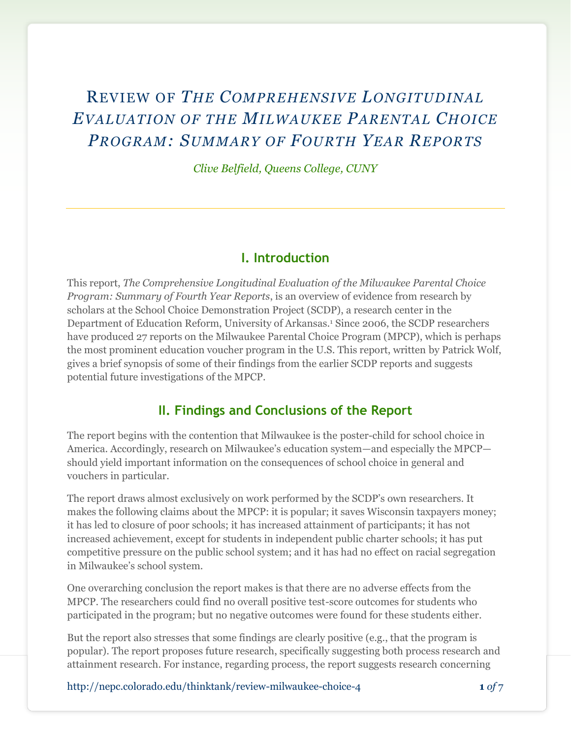# Review of *The Comprehensive Longitudinal Evaluation of the Milwaukee Parental Choice Program: Summary of Fourth Year Reports*

*Clive Belfield, Queens College, CUNY*

## I. Introduction

This report, *The Comprehensive Longitudinal Evaluation of the Milwaukee Parental Choice Program: Summary of Fourth Year Reports*, is an overview of evidence from research by scholars at the School Choice Demonstration Project (SCDP), a research center in the Department of Education Reform, University of Arkansas.[1] Since 2006, the SCDP researchers have produced 27 reports on the Milwaukee Parental Choice Program (MPCP), which is perhaps the most prominent education voucher program in the U.S. This report, written by Patrick Wolf, gives a brief synopsis of some of their findings from the earlier SCDP reports and suggests potential future investigations of the MPCP.

## II. Findings and Conclusions of the Report

The report begins with the contention that Milwaukee is the poster-child for school choice in America. Accordingly, research on Milwaukee's education system—and especially the MPCP—should yield important information on the consequences of school choice in general and vouchers in particular.

The report draws almost exclusively on work performed by the SCDP's own researchers. It makes the following claims about the MPCP: it is popular; it saves Wisconsin taxpayers money; it has led to closure of poor schools; it has increased attainment of participants; it has not increased achievement, except for students in independent public charter schools; it has put competitive pressure on the public school system; and it has had no effect on racial segregation in Milwaukee's school system.

One overarching conclusion the report makes is that there are no adverse effects from the MPCP. The researchers could find no overall positive test-score outcomes for students who participated in the program; but no negative outcomes were found for these students either.

But the report also stresses that some findings are clearly positive (e.g., that the program is popular). The report proposes future research, specifically suggesting both process research and attainment research. For instance, regarding process, the report suggests research concerning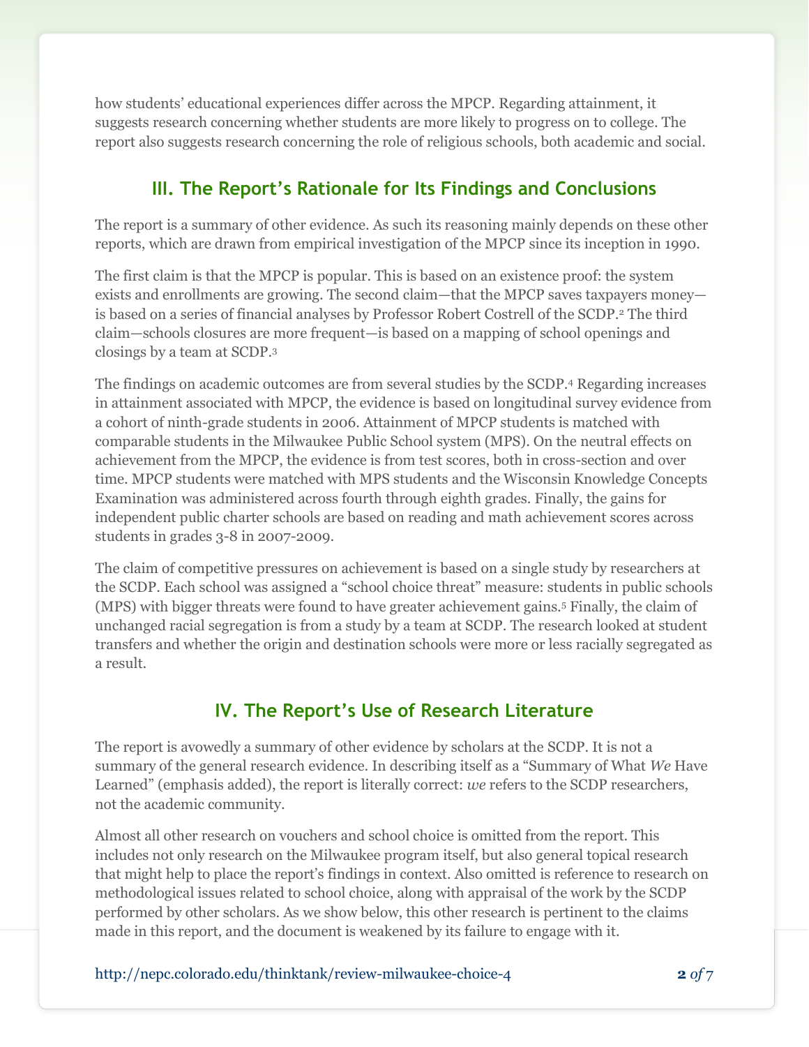how students' educational experiences differ across the MPCP. Regarding attainment, it suggests research concerning whether students are more likely to progress on to college. The report also suggests research concerning the role of religious schools, both academic and social.

## III. The Report's Rationale for Its Findings and Conclusions

The report is a summary of other evidence. As such its reasoning mainly depends on these other reports, which are drawn from empirical investigation of the MPCP since its inception in 1990.

The first claim is that the MPCP is popular. This is based on an existence proof: the system exists and enrollments are growing. The second claim—that the MPCP saves taxpayers money—is based on a series of financial analyses by Professor Robert Costrell of the SCDP.[2] The third claim—schools closures are more frequent—is based on a mapping of school openings and closings by a team at SCDP.[3]

The findings on academic outcomes are from several studies by the SCDP.[4] Regarding increases in attainment associated with MPCP, the evidence is based on longitudinal survey evidence from a cohort of ninth-grade students in 2006. Attainment of MPCP students is matched with comparable students in the Milwaukee Public School system (MPS). On the neutral effects on achievement from the MPCP, the evidence is from test scores, both in cross-section and over time. MPCP students were matched with MPS students and the Wisconsin Knowledge Concepts Examination was administered across fourth through eighth grades. Finally, the gains for independent public charter schools are based on reading and math achievement scores across students in grades 3-8 in 2007-2009.

The claim of competitive pressures on achievement is based on a single study by researchers at the SCDP. Each school was assigned a "school choice threat" measure: students in public schools (MPS) with bigger threats were found to have greater achievement gains.[5] Finally, the claim of unchanged racial segregation is from a study by a team at SCDP. The research looked at student transfers and whether the origin and destination schools were more or less racially segregated as a result.

## IV. The Report's Use of Research Literature

The report is avowedly a summary of other evidence by scholars at the SCDP. It is not a summary of the general research evidence. In describing itself as a "Summary of What *We* Have Learned" (emphasis added), the report is literally correct: *we* refers to the SCDP researchers, not the academic community.

Almost all other research on vouchers and school choice is omitted from the report. This includes not only research on the Milwaukee program itself, but also general topical research that might help to place the report's findings in context. Also omitted is reference to research on methodological issues related to school choice, along with appraisal of the work by the SCDP performed by other scholars. As we show below, this other research is pertinent to the claims made in this report, and the document is weakened by its failure to engage with it.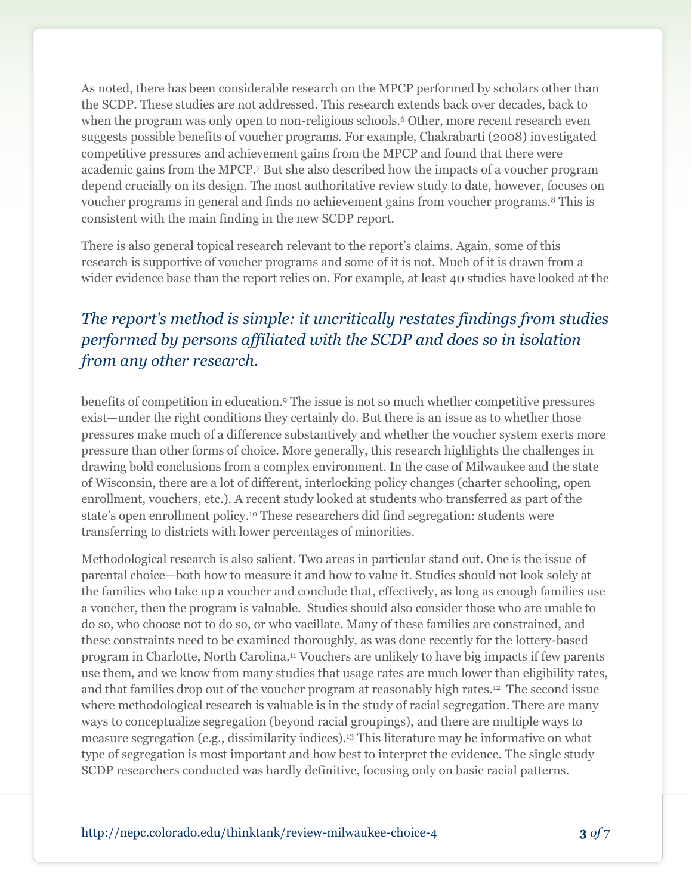As noted, there has been considerable research on the MPCP performed by scholars other than the SCDP. These studies are not addressed. This research extends back over decades, back to when the program was only open to non-religious schools.[6] Other, more recent research even suggests possible benefits of voucher programs. For example, Chakrabarti (2008) investigated competitive pressures and achievement gains from the MPCP and found that there were academic gains from the MPCP.[7] But she also described how the impacts of a voucher program depend crucially on its design. The most authoritative review study to date, however, focuses on voucher programs in general and finds no achievement gains from voucher programs.[8] This is consistent with the main finding in the new SCDP report.

There is also general topical research relevant to the report's claims. Again, some of this research is supportive of voucher programs and some of it is not. Much of it is drawn from a wider evidence base than the report relies on. For example, at least 40 studies have looked at the benefits of competition in education.[9] The issue is not so much whether competitive pressures exist—under the right conditions they certainly do. But there is an issue as to whether those pressures make much of a difference substantively and whether the voucher system exerts more pressure than other forms of choice. More generally, this research highlights the challenges in drawing bold conclusions from a complex environment. In the case of Milwaukee and the state of Wisconsin, there are a lot of different, interlocking policy changes (charter schooling, open enrollment, vouchers, etc.). A recent study looked at students who transferred as part of the state's open enrollment policy.[10] These researchers did find segregation: students were transferring to districts with lower percentages of minorities.

> *The report's method is simple: it uncritically restates findings from studies performed by persons affiliated with the SCDP and does so in isolation from any other research.*

Methodological research is also salient. Two areas in particular stand out. One is the issue of parental choice—both how to measure it and how to value it. Studies should not look solely at the families who take up a voucher and conclude that, effectively, as long as enough families use a voucher, then the program is valuable. Studies should also consider those who are unable to do so, who choose not to do so, or who vacillate. Many of these families are constrained, and these constraints need to be examined thoroughly, as was done recently for the lottery-based program in Charlotte, North Carolina.[11] Vouchers are unlikely to have big impacts if few parents use them, and we know from many studies that usage rates are much lower than eligibility rates, and that families drop out of the voucher program at reasonably high rates.[12] The second issue where methodological research is valuable is in the study of racial segregation. There are many ways to conceptualize segregation (beyond racial groupings), and there are multiple ways to measure segregation (e.g., dissimilarity indices).[13] This literature may be informative on what type of segregation is most important and how best to interpret the evidence. The single study SCDP researchers conducted was hardly definitive, focusing only on basic racial patterns.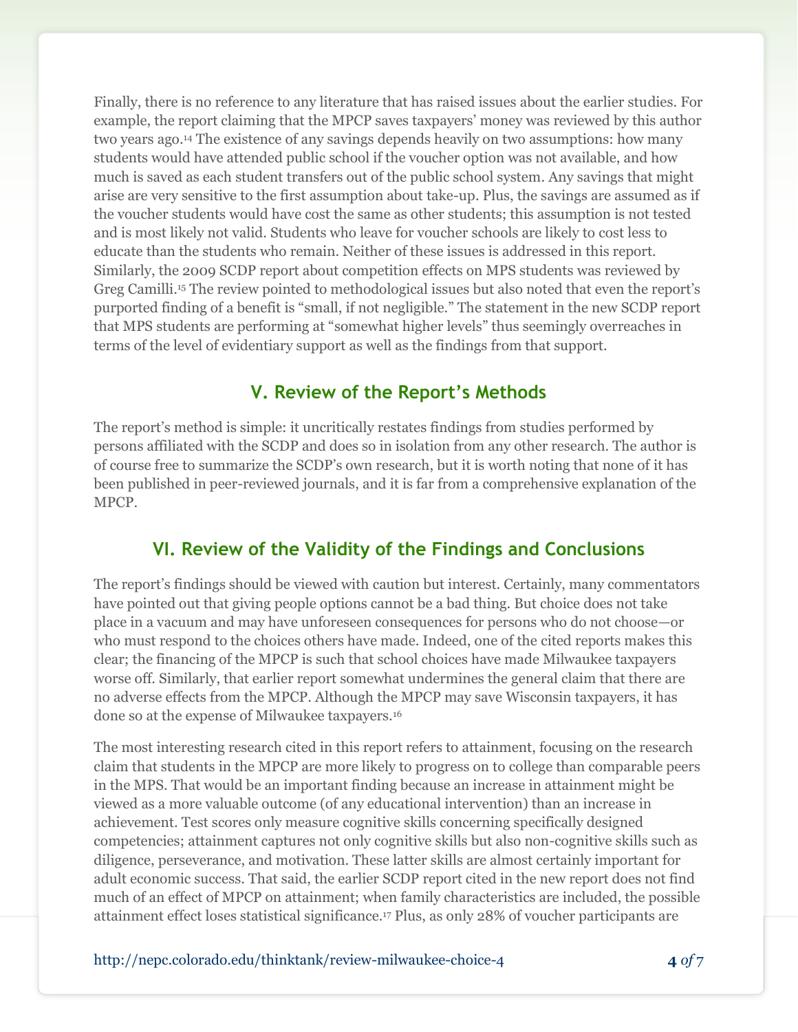Finally, there is no reference to any literature that has raised issues about the earlier studies. For example, the report claiming that the MPCP saves taxpayers' money was reviewed by this author two years ago.[14] The existence of any savings depends heavily on two assumptions: how many students would have attended public school if the voucher option was not available, and how much is saved as each student transfers out of the public school system. Any savings that might arise are very sensitive to the first assumption about take-up. Plus, the savings are assumed as if the voucher students would have cost the same as other students; this assumption is not tested and is most likely not valid. Students who leave for voucher schools are likely to cost less to educate than the students who remain. Neither of these issues is addressed in this report. Similarly, the 2009 SCDP report about competition effects on MPS students was reviewed by Greg Camilli.[15] The review pointed to methodological issues but also noted that even the report's purported finding of a benefit is "small, if not negligible." The statement in the new SCDP report that MPS students are performing at "somewhat higher levels" thus seemingly overreaches in terms of the level of evidentiary support as well as the findings from that support.

## V. Review of the Report's Methods

The report's method is simple: it uncritically restates findings from studies performed by persons affiliated with the SCDP and does so in isolation from any other research. The author is of course free to summarize the SCDP's own research, but it is worth noting that none of it has been published in peer-reviewed journals, and it is far from a comprehensive explanation of the MPCP.

## VI. Review of the Validity of the Findings and Conclusions

The report's findings should be viewed with caution but interest. Certainly, many commentators have pointed out that giving people options cannot be a bad thing. But choice does not take place in a vacuum and may have unforeseen consequences for persons who do not choose—or who must respond to the choices others have made. Indeed, one of the cited reports makes this clear; the financing of the MPCP is such that school choices have made Milwaukee taxpayers worse off. Similarly, that earlier report somewhat undermines the general claim that there are no adverse effects from the MPCP. Although the MPCP may save Wisconsin taxpayers, it has done so at the expense of Milwaukee taxpayers.[16]

The most interesting research cited in this report refers to attainment, focusing on the research claim that students in the MPCP are more likely to progress on to college than comparable peers in the MPS. That would be an important finding because an increase in attainment might be viewed as a more valuable outcome (of any educational intervention) than an increase in achievement. Test scores only measure cognitive skills concerning specifically designed competencies; attainment captures not only cognitive skills but also non-cognitive skills such as diligence, perseverance, and motivation. These latter skills are almost certainly important for adult economic success. That said, the earlier SCDP report cited in the new report does not find much of an effect of MPCP on attainment; when family characteristics are included, the possible attainment effect loses statistical significance.[17] Plus, as only 28% of voucher participants are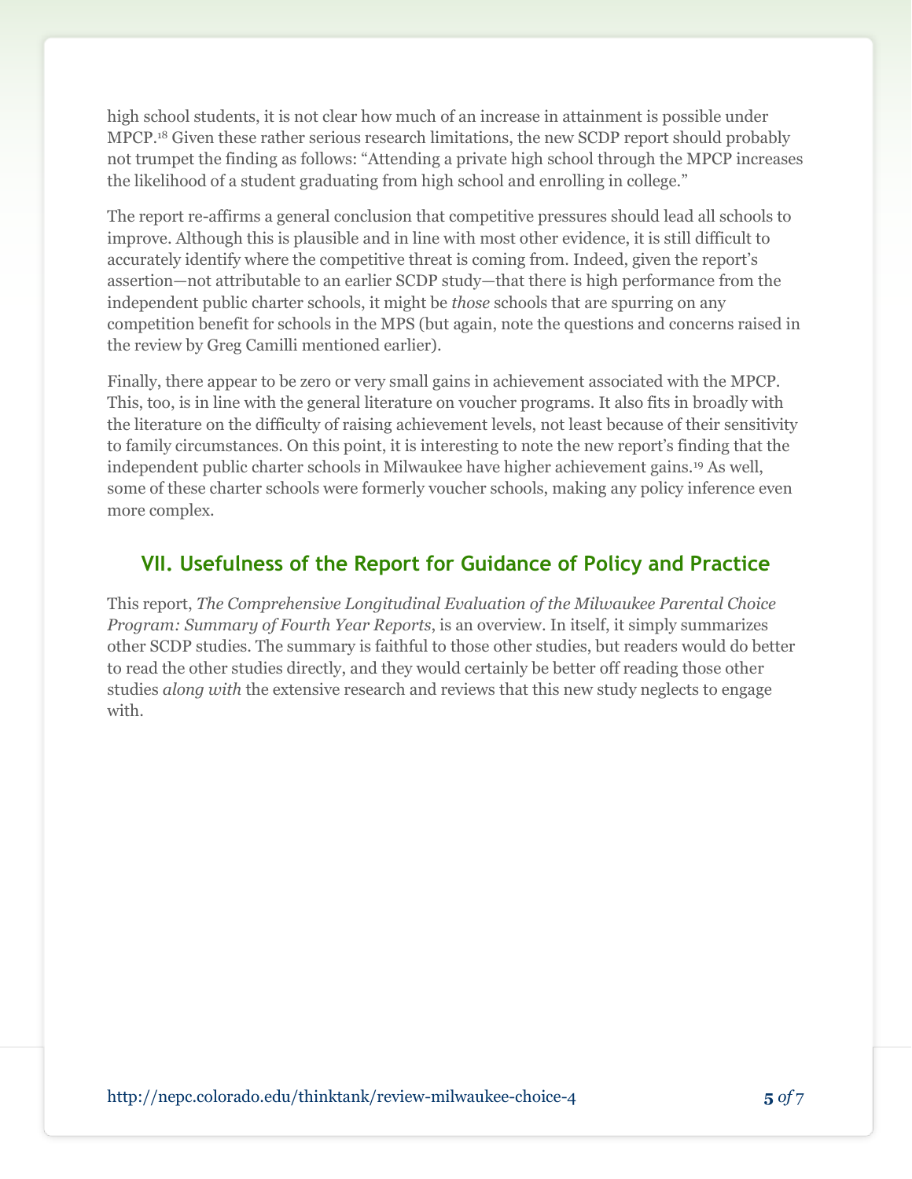high school students, it is not clear how much of an increase in attainment is possible under MPCP.[18] Given these rather serious research limitations, the new SCDP report should probably not trumpet the finding as follows: "Attending a private high school through the MPCP increases the likelihood of a student graduating from high school and enrolling in college."

The report re-affirms a general conclusion that competitive pressures should lead all schools to improve. Although this is plausible and in line with most other evidence, it is still difficult to accurately identify where the competitive threat is coming from. Indeed, given the report's assertion—not attributable to an earlier SCDP study—that there is high performance from the independent public charter schools, it might be *those* schools that are spurring on any competition benefit for schools in the MPS (but again, note the questions and concerns raised in the review by Greg Camilli mentioned earlier).

Finally, there appear to be zero or very small gains in achievement associated with the MPCP. This, too, is in line with the general literature on voucher programs. It also fits in broadly with the literature on the difficulty of raising achievement levels, not least because of their sensitivity to family circumstances. On this point, it is interesting to note the new report's finding that the independent public charter schools in Milwaukee have higher achievement gains.[19] As well, some of these charter schools were formerly voucher schools, making any policy inference even more complex.

## VII. Usefulness of the Report for Guidance of Policy and Practice

This report, *The Comprehensive Longitudinal Evaluation of the Milwaukee Parental Choice Program: Summary of Fourth Year Reports*, is an overview. In itself, it simply summarizes other SCDP studies. The summary is faithful to those other studies, but readers would do better to read the other studies directly, and they would certainly be better off reading those other studies *along with* the extensive research and reviews that this new study neglects to engage with.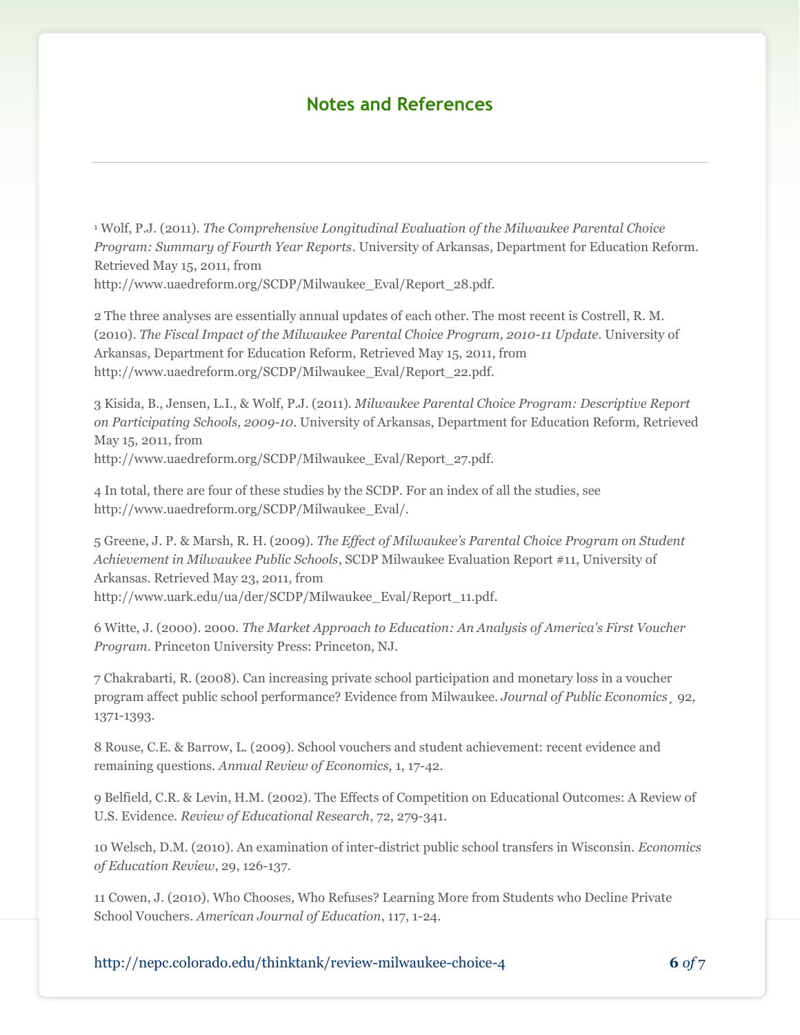## Notes and References

1 Wolf, P.J. (2011). *The Comprehensive Longitudinal Evaluation of the Milwaukee Parental Choice Program: Summary of Fourth Year Reports*. University of Arkansas, Department for Education Reform. Retrieved May 15, 2011, from http://www.uaedreform.org/SCDP/Milwaukee_Eval/Report_28.pdf.

2 The three analyses are essentially annual updates of each other. The most recent is Costrell, R. M. (2010). *The Fiscal Impact of the Milwaukee Parental Choice Program, 2010-11 Update*. University of Arkansas, Department for Education Reform, Retrieved May 15, 2011, from http://www.uaedreform.org/SCDP/Milwaukee_Eval/Report_22.pdf.

3 Kisida, B., Jensen, L.I., & Wolf, P.J. (2011). *Milwaukee Parental Choice Program: Descriptive Report on Participating Schools, 2009-10*. University of Arkansas, Department for Education Reform, Retrieved May 15, 2011, from http://www.uaedreform.org/SCDP/Milwaukee_Eval/Report_27.pdf.

4 In total, there are four of these studies by the SCDP. For an index of all the studies, see http://www.uaedreform.org/SCDP/Milwaukee_Eval/.

5 Greene, J. P. & Marsh, R. H. (2009). *The Effect of Milwaukee's Parental Choice Program on Student Achievement in Milwaukee Public Schools*, SCDP Milwaukee Evaluation Report #11, University of Arkansas. Retrieved May 23, 2011, from http://www.uark.edu/ua/der/SCDP/Milwaukee_Eval/Report_11.pdf.

6 Witte, J. (2000). 2000. *The Market Approach to Education: An Analysis of America's First Voucher Program*. Princeton University Press: Princeton, NJ.

7 Chakrabarti, R. (2008). Can increasing private school participation and monetary loss in a voucher program affect public school performance? Evidence from Milwaukee. *Journal of Public Economics*¸ 92, 1371-1393.

8 Rouse, C.E. & Barrow, L. (2009). School vouchers and student achievement: recent evidence and remaining questions. *Annual Review of Economics,* 1, 17-42.

9 Belfield, C.R. & Levin, H.M. (2002). The Effects of Competition on Educational Outcomes: A Review of U.S. Evidence. *Review of Educational Research*, 72, 279-341.

10 Welsch, D.M. (2010). An examination of inter-district public school transfers in Wisconsin. *Economics of Education Review*, 29, 126-137.

11 Cowen, J. (2010). Who Chooses, Who Refuses? Learning More from Students who Decline Private School Vouchers. *American Journal of Education*, 117, 1-24.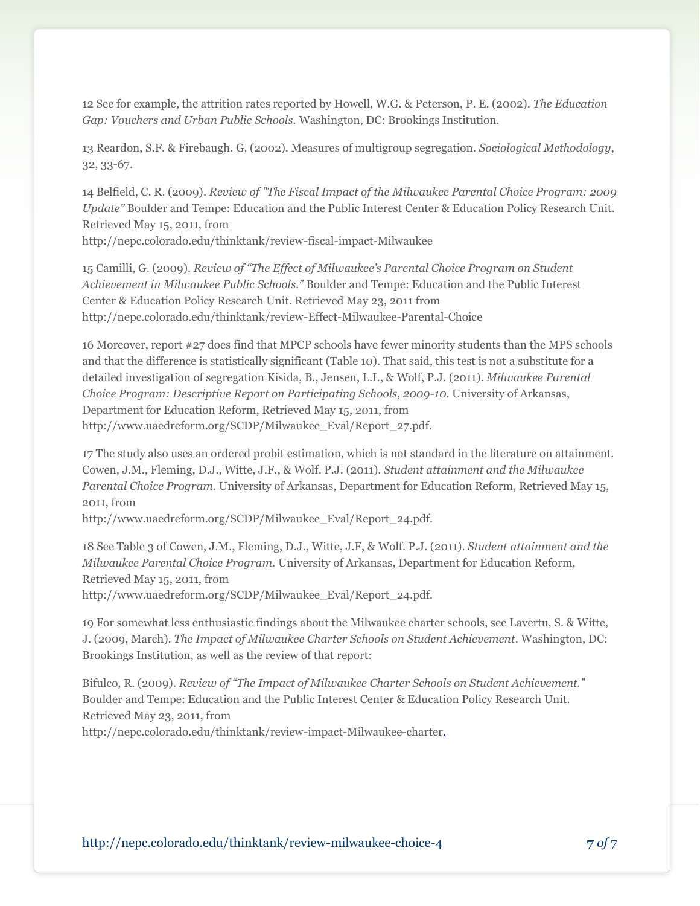12 See for example, the attrition rates reported by Howell, W.G. & Peterson, P. E. (2002). *The Education Gap: Vouchers and Urban Public Schools.* Washington, DC: Brookings Institution.

13 Reardon, S.F. & Firebaugh. G. (2002). Measures of multigroup segregation. *Sociological Methodology*, 32, 33-67.

14 Belfield, C. R. (2009). *Review of "The Fiscal Impact of the Milwaukee Parental Choice Program: 2009 Update"* Boulder and Tempe: Education and the Public Interest Center & Education Policy Research Unit. Retrieved May 15, 2011, from http://nepc.colorado.edu/thinktank/review-fiscal-impact-Milwaukee

15 Camilli, G. (2009). *Review of "The Effect of Milwaukee's Parental Choice Program on Student Achievement in Milwaukee Public Schools."* Boulder and Tempe: Education and the Public Interest Center & Education Policy Research Unit. Retrieved May 23, 2011 from http://nepc.colorado.edu/thinktank/review-Effect-Milwaukee-Parental-Choice

16 Moreover, report #27 does find that MPCP schools have fewer minority students than the MPS schools and that the difference is statistically significant (Table 10). That said, this test is not a substitute for a detailed investigation of segregation Kisida, B., Jensen, L.I., & Wolf, P.J. (2011). *Milwaukee Parental Choice Program: Descriptive Report on Participating Schools, 2009-10.* University of Arkansas, Department for Education Reform, Retrieved May 15, 2011, from http://www.uaedreform.org/SCDP/Milwaukee_Eval/Report_27.pdf.

17 The study also uses an ordered probit estimation, which is not standard in the literature on attainment. Cowen, J.M., Fleming, D.J., Witte, J.F., & Wolf. P.J. (2011). *Student attainment and the Milwaukee Parental Choice Program.* University of Arkansas, Department for Education Reform, Retrieved May 15, 2011, from http://www.uaedreform.org/SCDP/Milwaukee_Eval/Report_24.pdf.

18 See Table 3 of Cowen, J.M., Fleming, D.J., Witte, J.F, & Wolf. P.J. (2011). *Student attainment and the Milwaukee Parental Choice Program.* University of Arkansas, Department for Education Reform, Retrieved May 15, 2011, from http://www.uaedreform.org/SCDP/Milwaukee_Eval/Report_24.pdf.

19 For somewhat less enthusiastic findings about the Milwaukee charter schools, see Lavertu, S. & Witte, J. (2009, March). *The Impact of Milwaukee Charter Schools on Student Achievement*. Washington, DC: Brookings Institution, as well as the review of that report:

Bifulco, R. (2009). *Review of "The Impact of Milwaukee Charter Schools on Student Achievement."* Boulder and Tempe: Education and the Public Interest Center & Education Policy Research Unit. Retrieved May 23, 2011, from http://nepc.colorado.edu/thinktank/review-impact-Milwaukee-charter.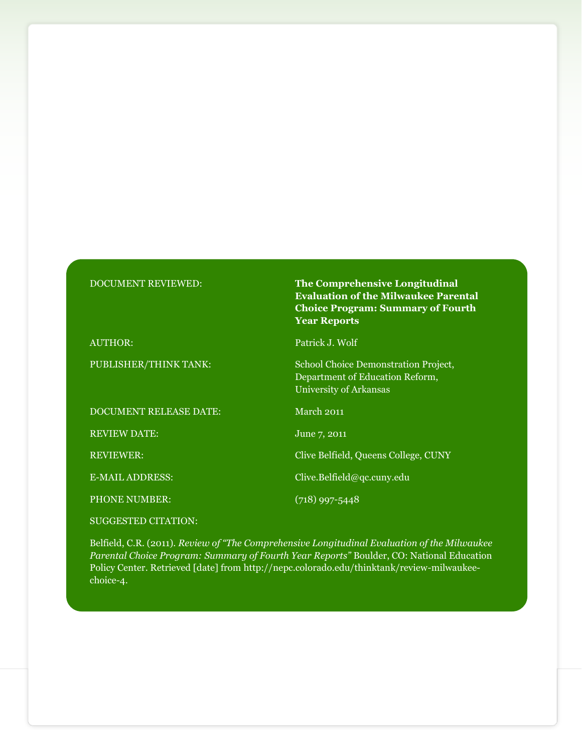| | |
|---|---|
| DOCUMENT REVIEWED: | **The Comprehensive Longitudinal Evaluation of the Milwaukee Parental Choice Program: Summary of Fourth Year Reports** |
| AUTHOR: | Patrick J. Wolf |
| PUBLISHER/THINK TANK: | School Choice Demonstration Project, Department of Education Reform, University of Arkansas |
| DOCUMENT RELEASE DATE: | March 2011 |
| REVIEW DATE: | June 7, 2011 |
| REVIEWER: | Clive Belfield, Queens College, CUNY |
| E-MAIL ADDRESS: | Clive.Belfield@qc.cuny.edu |
| PHONE NUMBER: | (718) 997-5448 |

SUGGESTED CITATION:

Belfield, C.R. (2011). *Review of "The Comprehensive Longitudinal Evaluation of the Milwaukee Parental Choice Program: Summary of Fourth Year Reports"* Boulder, CO: National Education Policy Center. Retrieved [date] from http://nepc.colorado.edu/thinktank/review-milwaukee-choice-4.